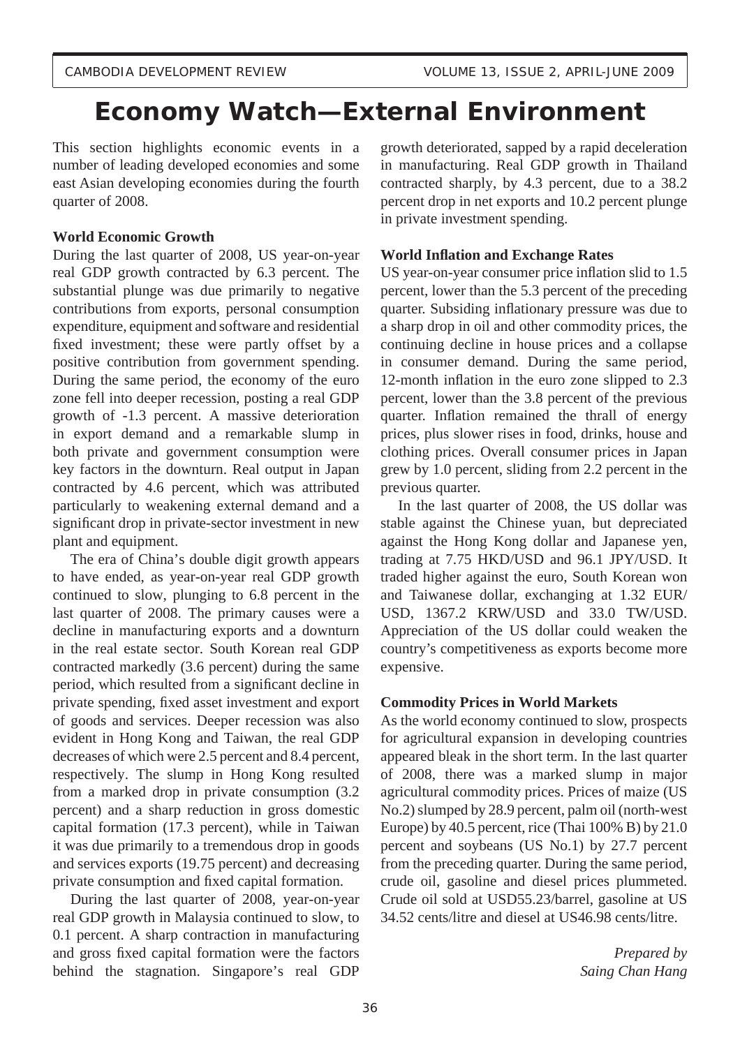# Economy Watch—External Environment

This section highlights economic events in a number of leading developed economies and some east Asian developing economies during the fourth quarter of 2008.

**World Economic Growth**

During the last quarter of 2008, US year-on-year real GDP growth contracted by 6.3 percent. The substantial plunge was due primarily to negative contributions from exports, personal consumption expenditure, equipment and software and residential fixed investment; these were partly offset by a positive contribution from government spending. During the same period, the economy of the euro zone fell into deeper recession, posting a real GDP growth of -1.3 percent. A massive deterioration in export demand and a remarkable slump in both private and government consumption were key factors in the downturn. Real output in Japan contracted by 4.6 percent, which was attributed particularly to weakening external demand and a significant drop in private-sector investment in new plant and equipment.

The era of China's double digit growth appears to have ended, as year-on-year real GDP growth continued to slow, plunging to 6.8 percent in the last quarter of 2008. The primary causes were a decline in manufacturing exports and a downturn in the real estate sector. South Korean real GDP contracted markedly (3.6 percent) during the same period, which resulted from a significant decline in private spending, fixed asset investment and export of goods and services. Deeper recession was also evident in Hong Kong and Taiwan, the real GDP decreases of which were 2.5 percent and 8.4 percent, respectively. The slump in Hong Kong resulted from a marked drop in private consumption (3.2 percent) and a sharp reduction in gross domestic capital formation (17.3 percent), while in Taiwan it was due primarily to a tremendous drop in goods and services exports (19.75 percent) and decreasing private consumption and fixed capital formation.

During the last quarter of 2008, year-on-year real GDP growth in Malaysia continued to slow, to 0.1 percent. A sharp contraction in manufacturing and gross fixed capital formation were the factors behind the stagnation. Singapore's real GDP growth deteriorated, sapped by a rapid deceleration in manufacturing. Real GDP growth in Thailand contracted sharply, by 4.3 percent, due to a 38.2 percent drop in net exports and 10.2 percent plunge in private investment spending.

**World Inflation and Exchange Rates**

US year-on-year consumer price inflation slid to 1.5 percent, lower than the 5.3 percent of the preceding quarter. Subsiding inflationary pressure was due to a sharp drop in oil and other commodity prices, the continuing decline in house prices and a collapse in consumer demand. During the same period, 12-month inflation in the euro zone slipped to 2.3 percent, lower than the 3.8 percent of the previous quarter. Inflation remained the thrall of energy prices, plus slower rises in food, drinks, house and clothing prices. Overall consumer prices in Japan grew by 1.0 percent, sliding from 2.2 percent in the previous quarter.

In the last quarter of 2008, the US dollar was stable against the Chinese yuan, but depreciated against the Hong Kong dollar and Japanese yen, trading at 7.75 HKD/USD and 96.1 JPY/USD. It traded higher against the euro, South Korean won and Taiwanese dollar, exchanging at 1.32 EUR/USD, 1367.2 KRW/USD and 33.0 TW/USD. Appreciation of the US dollar could weaken the country's competitiveness as exports become more expensive.

**Commodity Prices in World Markets**

As the world economy continued to slow, prospects for agricultural expansion in developing countries appeared bleak in the short term. In the last quarter of 2008, there was a marked slump in major agricultural commodity prices. Prices of maize (US No.2) slumped by 28.9 percent, palm oil (north-west Europe) by 40.5 percent, rice (Thai 100% B) by 21.0 percent and soybeans (US No.1) by 27.7 percent from the preceding quarter. During the same period, crude oil, gasoline and diesel prices plummeted. Crude oil sold at USD55.23/barrel, gasoline at US 34.52 cents/litre and diesel at US46.98 cents/litre.

*Prepared by*
*Saing Chan Hang*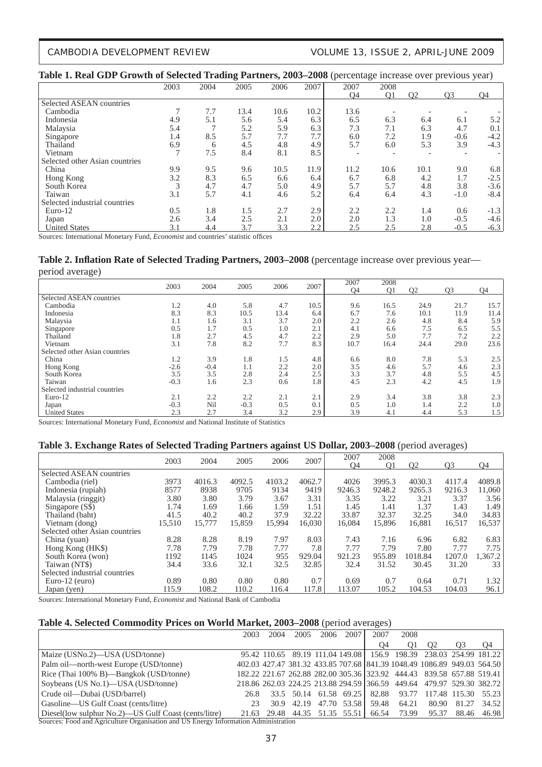**Table 1. Real GDP Growth of Selected Trading Partners, 2003–2008** (percentage increase over previous year)

| | 2003 | 2004 | 2005 | 2006 | 2007 | 2007 Q4 | 2008 Q1 | Q2 | Q3 | Q4 |
|---|---|---|---|---|---|---|---|---|---|---|
| Selected ASEAN countries | | | | | | | | | | |
| Cambodia | 7 | 7.7 | 13.4 | 10.6 | 10.2 | 13.6 | - | - | - | - |
| Indonesia | 4.9 | 5.1 | 5.6 | 5.4 | 6.3 | 6.5 | 6.3 | 6.4 | 6.1 | 5.2 |
| Malaysia | 5.4 | 7 | 5.2 | 5.9 | 6.3 | 7.3 | 7.1 | 6.3 | 4.7 | 0.1 |
| Singapore | 1.4 | 8.5 | 5.7 | 7.7 | 7.7 | 6.0 | 7.2 | 1.9 | -0.6 | -4.2 |
| Thailand | 6.9 | 6 | 4.5 | 4.8 | 4.9 | 5.7 | 6.0 | 5.3 | 3.9 | -4.3 |
| Vietnam | 7 | 7.5 | 8.4 | 8.1 | 8.5 | - | - | - | - | - |
| Selected other Asian countries | | | | | | | | | | |
| China | 9.9 | 9.5 | 9.6 | 10.5 | 11.9 | 11.2 | 10.6 | 10.1 | 9.0 | 6.8 |
| Hong Kong | 3.2 | 8.3 | 6.5 | 6.6 | 6.4 | 6.7 | 6.8 | 4.2 | 1.7 | -2.5 |
| South Korea | 3 | 4.7 | 4.7 | 5.0 | 4.9 | 5.7 | 5.7 | 4.8 | 3.8 | -3.6 |
| Taiwan | 3.1 | 5.7 | 4.1 | 4.6 | 5.2 | 6.4 | 6.4 | 4.3 | -1.0 | -8.4 |
| Selected industrial countries | | | | | | | | | | |
| Euro-12 | 0.5 | 1.8 | 1.5 | 2.7 | 2.9 | 2.2 | 2.2 | 1.4 | 0.6 | -1.3 |
| Japan | 2.6 | 3.4 | 2.5 | 2.1 | 2.0 | 2.0 | 1.3 | 1.0 | -0.5 | -4.6 |
| United States | 3.1 | 4.4 | 3.7 | 3.3 | 2.2 | 2.5 | 2.5 | 2.8 | -0.5 | -6.3 |

Sources: International Monetary Fund, *Economist* and countries' statistic offices

**Table 2. Inflation Rate of Selected Trading Partners, 2003–2008** (percentage increase over previous year—period average)

| | 2003 | 2004 | 2005 | 2006 | 2007 | 2007 Q4 | 2008 Q1 | Q2 | Q3 | Q4 |
|---|---|---|---|---|---|---|---|---|---|---|
| Selected ASEAN countries | | | | | | | | | | |
| Cambodia | 1.2 | 4.0 | 5.8 | 4.7 | 10.5 | 9.6 | 16.5 | 24.9 | 21.7 | 15.7 |
| Indonesia | 8.3 | 8.3 | 10.5 | 13.4 | 6.4 | 6.7 | 7.6 | 10.1 | 11.9 | 11.4 |
| Malaysia | 1.1 | 1.6 | 3.1 | 3.7 | 2.0 | 2.2 | 2.6 | 4.8 | 8.4 | 5.9 |
| Singapore | 0.5 | 1.7 | 0.5 | 1.0 | 2.1 | 4.1 | 6.6 | 7.5 | 6.5 | 5.5 |
| Thailand | 1.8 | 2.7 | 4.5 | 4.7 | 2.2 | 2.9 | 5.0 | 7.7 | 7.2 | 2.2 |
| Vietnam | 3.1 | 7.8 | 8.2 | 7.7 | 8.3 | 10.7 | 16.4 | 24.4 | 29.0 | 23.6 |
| Selected other Asian countries | | | | | | | | | | |
| China | 1.2 | 3.9 | 1.8 | 1.5 | 4.8 | 6.6 | 8.0 | 7.8 | 5.3 | 2.5 |
| Hong Kong | -2.6 | -0.4 | 1.1 | 2.2 | 2.0 | 3.5 | 4.6 | 5.7 | 4.6 | 2.3 |
| South Korea | 3.5 | 3.5 | 2.8 | 2.4 | 2.5 | 3.3 | 3.7 | 4.8 | 5.5 | 4.5 |
| Taiwan | -0.3 | 1.6 | 2.3 | 0.6 | 1.8 | 4.5 | 2.3 | 4.2 | 4.5 | 1.9 |
| Selected industrial countries | | | | | | | | | | |
| Euro-12 | 2.1 | 2.2 | 2.2 | 2.1 | 2.1 | 2.9 | 3.4 | 3.8 | 3.8 | 2.3 |
| Japan | -0.3 | Nil | -0.3 | 0.5 | 0.1 | 0.5 | 1.0 | 1.4 | 2.2 | 1.0 |
| United States | 2.3 | 2.7 | 3.4 | 3.2 | 2.9 | 3.9 | 4.1 | 4.4 | 5.3 | 1.5 |

Sources: International Monetary Fund, *Economist* and National Institute of Statistics

**Table 3. Exchange Rates of Selected Trading Partners against US Dollar, 2003–2008** (period averages)

| | 2003 | 2004 | 2005 | 2006 | 2007 | 2007 Q4 | 2008 Q1 | Q2 | Q3 | Q4 |
|---|---|---|---|---|---|---|---|---|---|---|
| Selected ASEAN countries | | | | | | | | | | |
| Cambodia (riel) | 3973 | 4016.3 | 4092.5 | 4103.2 | 4062.7 | 4026 | 3995.3 | 4030.3 | 4117.4 | 4089.8 |
| Indonesia (rupiah) | 8577 | 8938 | 9705 | 9134 | 9419 | 9246.3 | 9248.2 | 9265.3 | 9216.3 | 11,060 |
| Malaysia (ringgit) | 3.80 | 3.80 | 3.79 | 3.67 | 3.31 | 3.35 | 3.22 | 3.21 | 3.37 | 3.56 |
| Singapore (S$) | 1.74 | 1.69 | 1.66 | 1.59 | 1.51 | 1.45 | 1.41 | 1.37 | 1.43 | 1.49 |
| Thailand (baht) | 41.5 | 40.2 | 40.2 | 37.9 | 32.22 | 33.87 | 32.37 | 32.25 | 34.0 | 34.83 |
| Vietnam (dong) | 15,510 | 15,777 | 15,859 | 15,994 | 16,030 | 16,084 | 15,896 | 16,881 | 16,517 | 16,537 |
| Selected other Asian countries | | | | | | | | | | |
| China (yuan) | 8.28 | 8.28 | 8.19 | 7.97 | 8.03 | 7.43 | 7.16 | 6.96 | 6.82 | 6.83 |
| Hong Kong (HK$) | 7.78 | 7.79 | 7.78 | 7.77 | 7.8 | 7.77 | 7.79 | 7.80 | 7.77 | 7.75 |
| South Korea (won) | 1192 | 1145 | 1024 | 955 | 929.04 | 921.23 | 955.89 | 1018.84 | 1207.0 | 1,367.2 |
| Taiwan (NT$) | 34.4 | 33.6 | 32.1 | 32.5 | 32.85 | 32.4 | 31.52 | 30.45 | 31.20 | 33 |
| Selected industrial countries | | | | | | | | | | |
| Euro-12 (euro) | 0.89 | 0.80 | 0.80 | 0.80 | 0.7 | 0.69 | 0.7 | 0.64 | 0.71 | 1.32 |
| Japan (yen) | 115.9 | 108.2 | 110.2 | 116.4 | 117.8 | 113.07 | 105.2 | 104.53 | 104.03 | 96.1 |

Sources: International Monetary Fund, *Economist* and National Bank of Cambodia

**Table 4. Selected Commodity Prices on World Market, 2003–2008** (period averages)

| | 2003 | 2004 | 2005 | 2006 | 2007 | 2007 Q4 | 2008 Q1 | Q2 | Q3 | Q4 |
|---|---|---|---|---|---|---|---|---|---|---|
| Maize (USNo.2)—USA (USD/tonne) | 95.42 | 110.65 | 89.19 | 111.04 | 149.08 | 156.9 | 198.39 | 238.03 | 254.99 | 181.22 |
| Palm oil—north-west Europe (USD/tonne) | 402.03 | 427.47 | 381.32 | 433.85 | 707.68 | 841.39 | 1048.49 | 1086.89 | 949.03 | 564.50 |
| Rice (Thai 100% B)—Bangkok (USD/tonne) | 182.22 | 221.67 | 262.88 | 282.00 | 305.36 | 323.92 | 444.43 | 839.58 | 657.88 | 519.41 |
| Soybeans (US No.1)—USA (USD/tonne) | 218.86 | 262.03 | 224.25 | 213.88 | 294.59 | 366.59 | 449.64 | 479.97 | 529.30 | 382.72 |
| Crude oil—Dubai (USD/barrel) | 26.8 | 33.5 | 50.14 | 61.58 | 69.25 | 82.88 | 93.77 | 117.48 | 115.30 | 55.23 |
| Gasoline—US Gulf Coast (cents/litre) | 23 | 30.9 | 42.19 | 47.70 | 53.58 | 59.48 | 64.21 | 80.90 | 81.27 | 34.52 |
| Diesel(low sulphur No.2)—US Gulf Coast (cents/litre) | 21.63 | 29.48 | 44.35 | 51.35 | 55.51 | 66.54 | 73.99 | 95.37 | 88.46 | 46.98 |

Sources: Food and Agriculture Organisation and US Energy Information Administration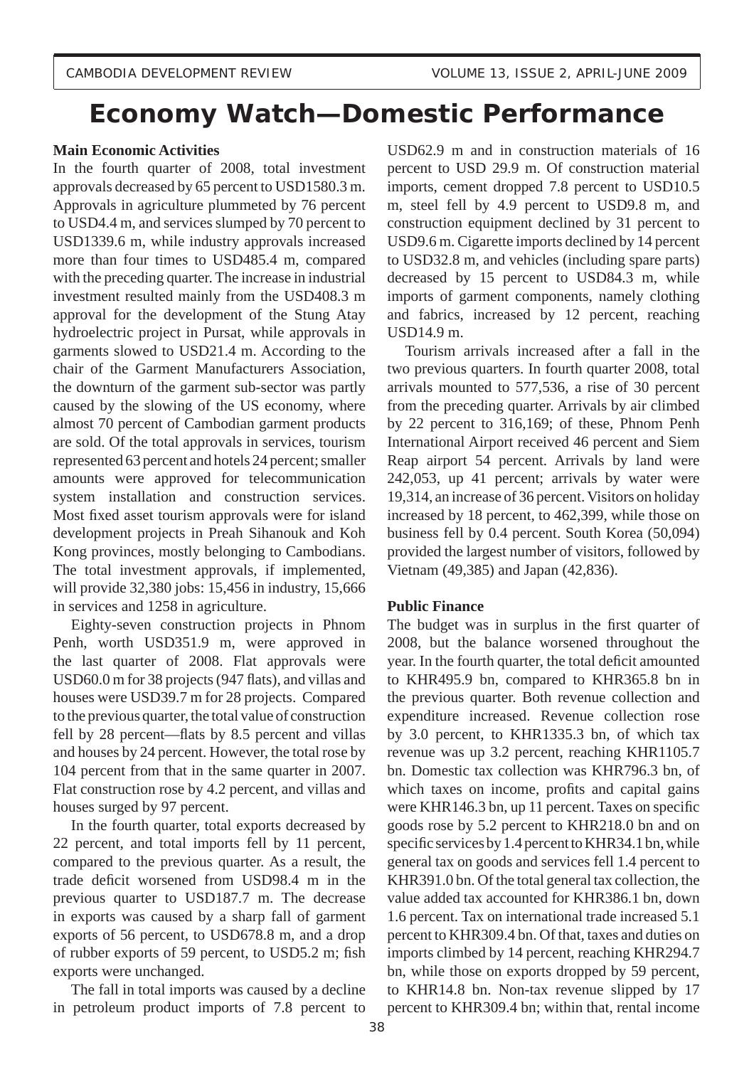# Economy Watch—Domestic Performance

### Main Economic Activities

In the fourth quarter of 2008, total investment approvals decreased by 65 percent to USD1580.3 m. Approvals in agriculture plummeted by 76 percent to USD4.4 m, and services slumped by 70 percent to USD1339.6 m, while industry approvals increased more than four times to USD485.4 m, compared with the preceding quarter. The increase in industrial investment resulted mainly from the USD408.3 m approval for the development of the Stung Atay hydroelectric project in Pursat, while approvals in garments slowed to USD21.4 m. According to the chair of the Garment Manufacturers Association, the downturn of the garment sub-sector was partly caused by the slowing of the US economy, where almost 70 percent of Cambodian garment products are sold. Of the total approvals in services, tourism represented 63 percent and hotels 24 percent; smaller amounts were approved for telecommunication system installation and construction services. Most fixed asset tourism approvals were for island development projects in Preah Sihanouk and Koh Kong provinces, mostly belonging to Cambodians. The total investment approvals, if implemented, will provide 32,380 jobs: 15,456 in industry, 15,666 in services and 1258 in agriculture.

Eighty-seven construction projects in Phnom Penh, worth USD351.9 m, were approved in the last quarter of 2008. Flat approvals were USD60.0 m for 38 projects (947 flats), and villas and houses were USD39.7 m for 28 projects. Compared to the previous quarter, the total value of construction fell by 28 percent—flats by 8.5 percent and villas and houses by 24 percent. However, the total rose by 104 percent from that in the same quarter in 2007. Flat construction rose by 4.2 percent, and villas and houses surged by 97 percent.

In the fourth quarter, total exports decreased by 22 percent, and total imports fell by 11 percent, compared to the previous quarter. As a result, the trade deficit worsened from USD98.4 m in the previous quarter to USD187.7 m. The decrease in exports was caused by a sharp fall of garment exports of 56 percent, to USD678.8 m, and a drop of rubber exports of 59 percent, to USD5.2 m; fish exports were unchanged.

The fall in total imports was caused by a decline in petroleum product imports of 7.8 percent to USD62.9 m and in construction materials of 16 percent to USD 29.9 m. Of construction material imports, cement dropped 7.8 percent to USD10.5 m, steel fell by 4.9 percent to USD9.8 m, and construction equipment declined by 31 percent to USD9.6 m. Cigarette imports declined by 14 percent to USD32.8 m, and vehicles (including spare parts) decreased by 15 percent to USD84.3 m, while imports of garment components, namely clothing and fabrics, increased by 12 percent, reaching USD14.9 m.

Tourism arrivals increased after a fall in the two previous quarters. In fourth quarter 2008, total arrivals mounted to 577,536, a rise of 30 percent from the preceding quarter. Arrivals by air climbed by 22 percent to 316,169; of these, Phnom Penh International Airport received 46 percent and Siem Reap airport 54 percent. Arrivals by land were 242,053, up 41 percent; arrivals by water were 19,314, an increase of 36 percent. Visitors on holiday increased by 18 percent, to 462,399, while those on business fell by 0.4 percent. South Korea (50,094) provided the largest number of visitors, followed by Vietnam (49,385) and Japan (42,836).

### Public Finance

The budget was in surplus in the first quarter of 2008, but the balance worsened throughout the year. In the fourth quarter, the total deficit amounted to KHR495.9 bn, compared to KHR365.8 bn in the previous quarter. Both revenue collection and expenditure increased. Revenue collection rose by 3.0 percent, to KHR1335.3 bn, of which tax revenue was up 3.2 percent, reaching KHR1105.7 bn. Domestic tax collection was KHR796.3 bn, of which taxes on income, profits and capital gains were KHR146.3 bn, up 11 percent. Taxes on specific goods rose by 5.2 percent to KHR218.0 bn and on specific services by 1.4 percent to KHR34.1 bn, while general tax on goods and services fell 1.4 percent to KHR391.0 bn. Of the total general tax collection, the value added tax accounted for KHR386.1 bn, down 1.6 percent. Tax on international trade increased 5.1 percent to KHR309.4 bn. Of that, taxes and duties on imports climbed by 14 percent, reaching KHR294.7 bn, while those on exports dropped by 59 percent, to KHR14.8 bn. Non-tax revenue slipped by 17 percent to KHR309.4 bn; within that, rental income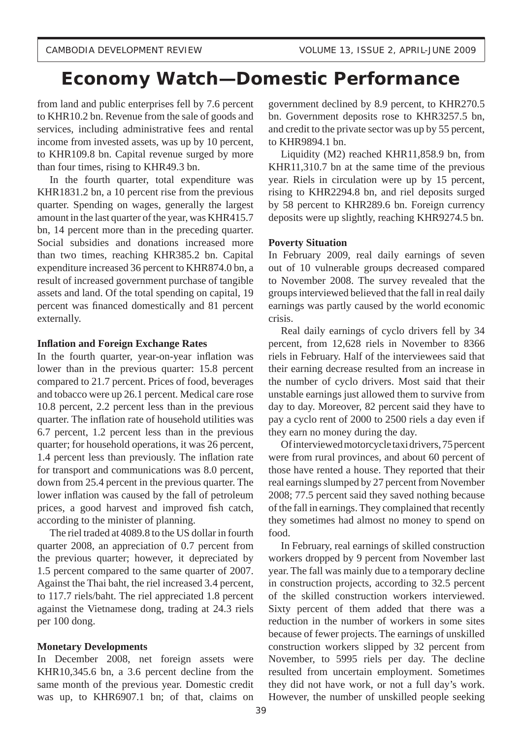# Economy Watch—Domestic Performance

from land and public enterprises fell by 7.6 percent to KHR10.2 bn. Revenue from the sale of goods and services, including administrative fees and rental income from invested assets, was up by 10 percent, to KHR109.8 bn. Capital revenue surged by more than four times, rising to KHR49.3 bn.

In the fourth quarter, total expenditure was KHR1831.2 bn, a 10 percent rise from the previous quarter. Spending on wages, generally the largest amount in the last quarter of the year, was KHR415.7 bn, 14 percent more than in the preceding quarter. Social subsidies and donations increased more than two times, reaching KHR385.2 bn. Capital expenditure increased 36 percent to KHR874.0 bn, a result of increased government purchase of tangible assets and land. Of the total spending on capital, 19 percent was financed domestically and 81 percent externally.

**Inflation and Foreign Exchange Rates**

In the fourth quarter, year-on-year inflation was lower than in the previous quarter: 15.8 percent compared to 21.7 percent. Prices of food, beverages and tobacco were up 26.1 percent. Medical care rose 10.8 percent, 2.2 percent less than in the previous quarter. The inflation rate of household utilities was 6.7 percent, 1.2 percent less than in the previous quarter; for household operations, it was 26 percent, 1.4 percent less than previously. The inflation rate for transport and communications was 8.0 percent, down from 25.4 percent in the previous quarter. The lower inflation was caused by the fall of petroleum prices, a good harvest and improved fish catch, according to the minister of planning.

The riel traded at 4089.8 to the US dollar in fourth quarter 2008, an appreciation of 0.7 percent from the previous quarter; however, it depreciated by 1.5 percent compared to the same quarter of 2007. Against the Thai baht, the riel increased 3.4 percent, to 117.7 riels/baht. The riel appreciated 1.8 percent against the Vietnamese dong, trading at 24.3 riels per 100 dong.

**Monetary Developments**

In December 2008, net foreign assets were KHR10,345.6 bn, a 3.6 percent decline from the same month of the previous year. Domestic credit was up, to KHR6907.1 bn; of that, claims on government declined by 8.9 percent, to KHR270.5 bn. Government deposits rose to KHR3257.5 bn, and credit to the private sector was up by 55 percent, to KHR9894.1 bn.

Liquidity (M2) reached KHR11,858.9 bn, from KHR11,310.7 bn at the same time of the previous year. Riels in circulation were up by 15 percent, rising to KHR2294.8 bn, and riel deposits surged by 58 percent to KHR289.6 bn. Foreign currency deposits were up slightly, reaching KHR9274.5 bn.

**Poverty Situation**

In February 2009, real daily earnings of seven out of 10 vulnerable groups decreased compared to November 2008. The survey revealed that the groups interviewed believed that the fall in real daily earnings was partly caused by the world economic crisis.

Real daily earnings of cyclo drivers fell by 34 percent, from 12,628 riels in November to 8366 riels in February. Half of the interviewees said that their earning decrease resulted from an increase in the number of cyclo drivers. Most said that their unstable earnings just allowed them to survive from day to day. Moreover, 82 percent said they have to pay a cyclo rent of 2000 to 2500 riels a day even if they earn no money during the day.

Of interviewed motorcycle taxi drivers, 75 percent were from rural provinces, and about 60 percent of those have rented a house. They reported that their real earnings slumped by 27 percent from November 2008; 77.5 percent said they saved nothing because of the fall in earnings. They complained that recently they sometimes had almost no money to spend on food.

In February, real earnings of skilled construction workers dropped by 9 percent from November last year. The fall was mainly due to a temporary decline in construction projects, according to 32.5 percent of the skilled construction workers interviewed. Sixty percent of them added that there was a reduction in the number of workers in some sites because of fewer projects. The earnings of unskilled construction workers slipped by 32 percent from November, to 5995 riels per day. The decline resulted from uncertain employment. Sometimes they did not have work, or not a full day's work. However, the number of unskilled people seeking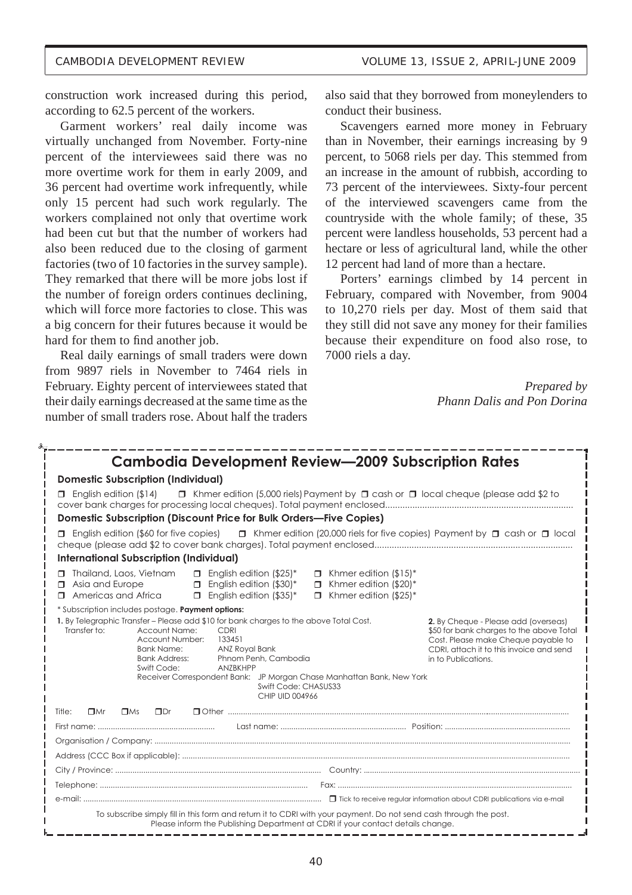construction work increased during this period, according to 62.5 percent of the workers.

Garment workers' real daily income was virtually unchanged from November. Forty-nine percent of the interviewees said there was no more overtime work for them in early 2009, and 36 percent had overtime work infrequently, while only 15 percent had such work regularly. The workers complained not only that overtime work had been cut but that the number of workers had also been reduced due to the closing of garment factories (two of 10 factories in the survey sample). They remarked that there will be more jobs lost if the number of foreign orders continues declining, which will force more factories to close. This was a big concern for their futures because it would be hard for them to find another job.

Real daily earnings of small traders were down from 9897 riels in November to 7464 riels in February. Eighty percent of interviewees stated that their daily earnings decreased at the same time as the number of small traders rose. About half the traders also said that they borrowed from moneylenders to conduct their business.

Scavengers earned more money in February than in November, their earnings increasing by 9 percent, to 5068 riels per day. This stemmed from an increase in the amount of rubbish, according to 73 percent of the interviewees. Sixty-four percent of the interviewed scavengers came from the countryside with the whole family; of these, 35 percent were landless households, 53 percent had a hectare or less of agricultural land, while the other 12 percent had land of more than a hectare.

Porters' earnings climbed by 14 percent in February, compared with November, from 9004 to 10,270 riels per day. Most of them said that they still did not save any money for their families because their expenditure on food also rose, to 7000 riels a day.

*Prepared by*
*Phann Dalis and Pon Dorina*

---

## Cambodia Development Review—2009 Subscription Rates

**Domestic Subscription (Individual)**

☐ English edition ($14) ☐ Khmer edition (5,000 riels) Payment by ☐ cash or ☐ local cheque (please add $2 to cover bank charges for processing local cheques). Total payment enclosed..........

**Domestic Subscription (Discount Price for Bulk Orders—Five Copies)**

☐ English edition ($60 for five copies) ☐ Khmer edition (20,000 riels for five copies) Payment by ☐ cash or ☐ local cheque (please add $2 to cover bank charges). Total payment enclosed..........

**International Subscription (Individual)**

| | | |
|---|---|---|
| ☐ Thailand, Laos, Vietnam | ☐ English edition ($25)* | ☐ Khmer edition ($15)* |
| ☐ Asia and Europe | ☐ English edition ($30)* | ☐ Khmer edition ($20)* |
| ☐ Americas and Africa | ☐ English edition ($35)* | ☐ Khmer edition ($25)* |

\* Subscription includes postage. **Payment options:**

**1.** By Telegraphic Transfer – Please add $10 for bank charges to the above Total Cost.
Transfer to:
- Account Name: CDRI
- Account Number: 133451
- Bank Name: ANZ Royal Bank
- Bank Address: Phnom Penh, Cambodia
- Swift Code: ANZBKHPP
- Receiver Correspondent Bank: JP Morgan Chase Manhattan Bank, New York, Swift Code: CHASUS33, CHIP UID 004966

**2.** By Cheque - Please add (overseas) $50 for bank charges to the above Total Cost. Please make Cheque payable to CDRI, attach it to this invoice and send in to Publications.

Title: ☐ Mr ☐ Ms ☐ Dr ☐ Other ..........

First name: .......... Last name: .......... Position: ..........

Organisation / Company: ..........

Address (CCC Box if applicable): ..........

City / Province: .......... Country: ..........

Telephone: .......... Fax: ..........

e-mail: .......... ☐ Tick to receive regular information about CDRI publications via e-mail

To subscribe simply fill in this form and return it to CDRI with your payment. Do not send cash through the post.
Please inform the Publishing Department at CDRI if your contact details change.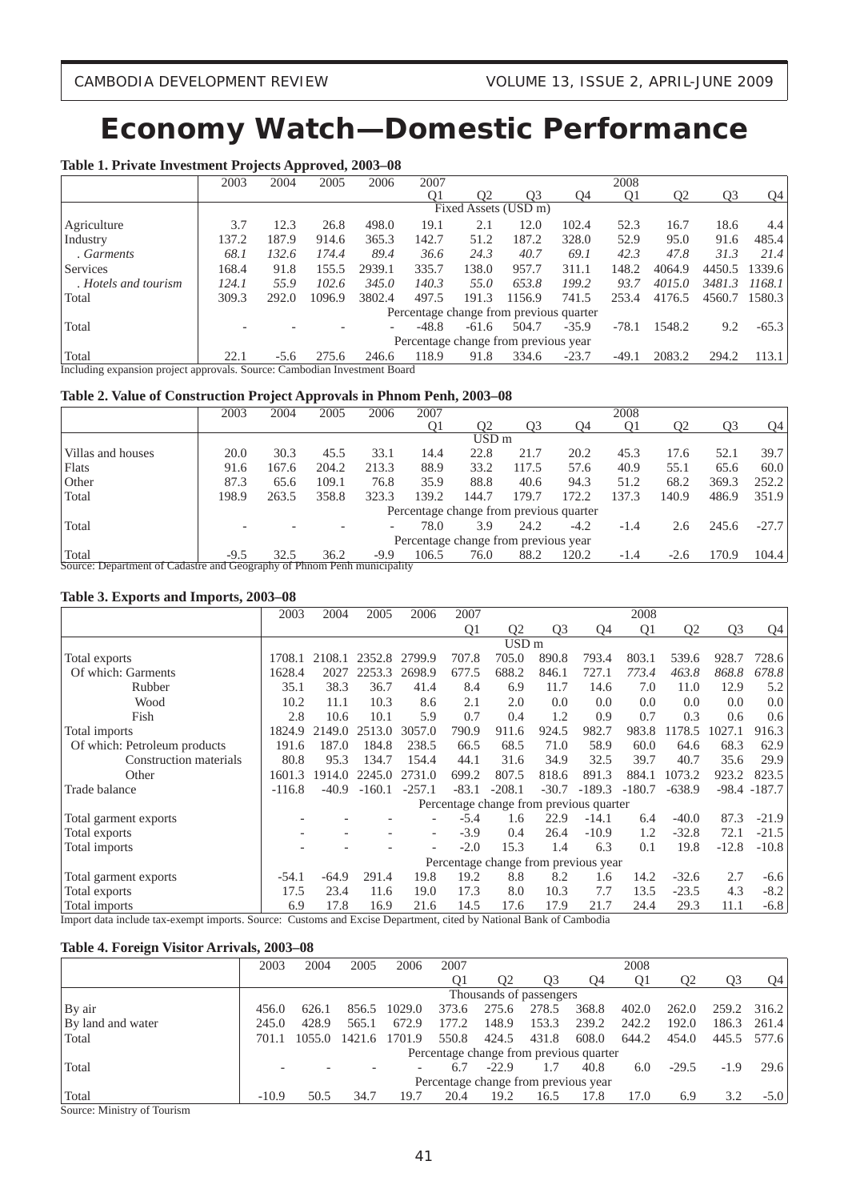# Economy Watch—Domestic Performance

**Table 1. Private Investment Projects Approved, 2003–08**

| | 2003 | 2004 | 2005 | 2006 | 2007 | | | | 2008 | | | |
|---|---|---|---|---|---|---|---|---|---|---|---|---|
| | | | | | Q1 | Q2 | Q3 | Q4 | Q1 | Q2 | Q3 | Q4 |
| | Fixed Assets (USD m) | | | | | | | | | | | |
| Agriculture | 3.7 | 12.3 | 26.8 | 498.0 | 19.1 | 2.1 | 12.0 | 102.4 | 52.3 | 16.7 | 18.6 | 4.4 |
| Industry | 137.2 | 187.9 | 914.6 | 365.3 | 142.7 | 51.2 | 187.2 | 328.0 | 52.9 | 95.0 | 91.6 | 485.4 |
| *. Garments* | *68.1* | *132.6* | *174.4* | *89.4* | *36.6* | *24.3* | *40.7* | *69.1* | *42.3* | *47.8* | *31.3* | *21.4* |
| Services | 168.4 | 91.8 | 155.5 | 2939.1 | 335.7 | 138.0 | 957.7 | 311.1 | 148.2 | 4064.9 | 4450.5 | 1339.6 |
| *. Hotels and tourism* | *124.1* | *55.9* | *102.6* | *345.0* | *140.3* | *55.0* | *653.8* | *199.2* | *93.7* | *4015.0* | *3481.3* | *1168.1* |
| Total | 309.3 | 292.0 | 1096.9 | 3802.4 | 497.5 | 191.3 | 1156.9 | 741.5 | 253.4 | 4176.5 | 4560.7 | 1580.3 |
| | Percentage change from previous quarter | | | | | | | | | | | |
| Total | - | - | - | - | -48.8 | -61.6 | 504.7 | -35.9 | -78.1 | 1548.2 | 9.2 | -65.3 |
| | Percentage change from previous year | | | | | | | | | | | |
| Total | 22.1 | -5.6 | 275.6 | 246.6 | 118.9 | 91.8 | 334.6 | -23.7 | -49.1 | 2083.2 | 294.2 | 113.1 |

Including expansion project approvals. Source: Cambodian Investment Board

**Table 2. Value of Construction Project Approvals in Phnom Penh, 2003–08**

| | 2003 | 2004 | 2005 | 2006 | 2007 | | | | 2008 | | | |
|---|---|---|---|---|---|---|---|---|---|---|---|---|
| | | | | | Q1 | Q2 | Q3 | Q4 | Q1 | Q2 | Q3 | Q4 |
| | USD m | | | | | | | | | | | |
| Villas and houses | 20.0 | 30.3 | 45.5 | 33.1 | 14.4 | 22.8 | 21.7 | 20.2 | 45.3 | 17.6 | 52.1 | 39.7 |
| Flats | 91.6 | 167.6 | 204.2 | 213.3 | 88.9 | 33.2 | 117.5 | 57.6 | 40.9 | 55.1 | 65.6 | 60.0 |
| Other | 87.3 | 65.6 | 109.1 | 76.8 | 35.9 | 88.8 | 40.6 | 94.3 | 51.2 | 68.2 | 369.3 | 252.2 |
| Total | 198.9 | 263.5 | 358.8 | 323.3 | 139.2 | 144.7 | 179.7 | 172.2 | 137.3 | 140.9 | 486.9 | 351.9 |
| | Percentage change from previous quarter | | | | | | | | | | | |
| Total | - | - | - | - | 78.0 | 3.9 | 24.2 | -4.2 | -1.4 | 2.6 | 245.6 | -27.7 |
| | Percentage change from previous year | | | | | | | | | | | |
| Total | -9.5 | 32.5 | 36.2 | -9.9 | 106.5 | 76.0 | 88.2 | 120.2 | -1.4 | -2.6 | 170.9 | 104.4 |

Source: Department of Cadastre and Geography of Phnom Penh municipality

**Table 3. Exports and Imports, 2003–08**

| | 2003 | 2004 | 2005 | 2006 | 2007 | | | | 2008 | | | |
|---|---|---|---|---|---|---|---|---|---|---|---|---|
| | | | | | Q1 | Q2 | Q3 | Q4 | Q1 | Q2 | Q3 | Q4 |
| | USD m | | | | | | | | | | | |
| Total exports | 1708.1 | 2108.1 | 2352.8 | 2799.9 | 707.8 | 705.0 | 890.8 | 793.4 | 803.1 | 539.6 | 928.7 | 728.6 |
| Of which: Garments | 1628.4 | 2027 | 2253.3 | 2698.9 | 677.5 | 688.2 | 846.1 | 727.1 | *773.4* | *463.8* | *868.8* | *678.8* |
| Rubber | 35.1 | 38.3 | 36.7 | 41.4 | 8.4 | 6.9 | 11.7 | 14.6 | 7.0 | 11.0 | 12.9 | 5.2 |
| Wood | 10.2 | 11.1 | 10.3 | 8.6 | 2.1 | 2.0 | 0.0 | 0.0 | 0.0 | 0.0 | 0.0 | 0.0 |
| Fish | 2.8 | 10.6 | 10.1 | 5.9 | 0.7 | 0.4 | 1.2 | 0.9 | 0.7 | 0.3 | 0.6 | 0.6 |
| Total imports | 1824.9 | 2149.0 | 2513.0 | 3057.0 | 790.9 | 911.6 | 924.5 | 982.7 | 983.8 | 1178.5 | 1027.1 | 916.3 |
| Of which: Petroleum products | 191.6 | 187.0 | 184.8 | 238.5 | 66.5 | 68.5 | 71.0 | 58.9 | 60.0 | 64.6 | 68.3 | 62.9 |
| Construction materials | 80.8 | 95.3 | 134.7 | 154.4 | 44.1 | 31.6 | 34.9 | 32.5 | 39.7 | 40.7 | 35.6 | 29.9 |
| Other | 1601.3 | 1914.0 | 2245.0 | 2731.0 | 699.2 | 807.5 | 818.6 | 891.3 | 884.1 | 1073.2 | 923.2 | 823.5 |
| Trade balance | -116.8 | -40.9 | -160.1 | -257.1 | -83.1 | -208.1 | -30.7 | -189.3 | -180.7 | -638.9 | -98.4 | -187.7 |
| | Percentage change from previous quarter | | | | | | | | | | | |
| Total garment exports | - | - | - | - | -5.4 | 1.6 | 22.9 | -14.1 | 6.4 | -40.0 | 87.3 | -21.9 |
| Total exports | - | - | - | - | -3.9 | 0.4 | 26.4 | -10.9 | 1.2 | -32.8 | 72.1 | -21.5 |
| Total imports | - | - | - | - | -2.0 | 15.3 | 1.4 | 6.3 | 0.1 | 19.8 | -12.8 | -10.8 |
| | Percentage change from previous year | | | | | | | | | | | |
| Total garment exports | -54.1 | -64.9 | 291.4 | 19.8 | 19.2 | 8.8 | 8.2 | 1.6 | 14.2 | -32.6 | 2.7 | -6.6 |
| Total exports | 17.5 | 23.4 | 11.6 | 19.0 | 17.3 | 8.0 | 10.3 | 7.7 | 13.5 | -23.5 | 4.3 | -8.2 |
| Total imports | 6.9 | 17.8 | 16.9 | 21.6 | 14.5 | 17.6 | 17.9 | 21.7 | 24.4 | 29.3 | 11.1 | -6.8 |

Import data include tax-exempt imports. Source: Customs and Excise Department, cited by National Bank of Cambodia

**Table 4. Foreign Visitor Arrivals, 2003–08**

| | 2003 | 2004 | 2005 | 2006 | 2007 | | | | 2008 | | | |
|---|---|---|---|---|---|---|---|---|---|---|---|---|
| | | | | | Q1 | Q2 | Q3 | Q4 | Q1 | Q2 | Q3 | Q4 |
| | Thousands of passengers | | | | | | | | | | | |
| By air | 456.0 | 626.1 | 856.5 | 1029.0 | 373.6 | 275.6 | 278.5 | 368.8 | 402.0 | 262.0 | 259.2 | 316.2 |
| By land and water | 245.0 | 428.9 | 565.1 | 672.9 | 177.2 | 148.9 | 153.3 | 239.2 | 242.2 | 192.0 | 186.3 | 261.4 |
| Total | 701.1 | 1055.0 | 1421.6 | 1701.9 | 550.8 | 424.5 | 431.8 | 608.0 | 644.2 | 454.0 | 445.5 | 577.6 |
| | Percentage change from previous quarter | | | | | | | | | | | |
| Total | - | - | - | - | 6.7 | -22.9 | 1.7 | 40.8 | 6.0 | -29.5 | -1.9 | 29.6 |
| | Percentage change from previous year | | | | | | | | | | | |
| Total | -10.9 | 50.5 | 34.7 | 19.7 | 20.4 | 19.2 | 16.5 | 17.8 | 17.0 | 6.9 | 3.2 | -5.0 |

Source: Ministry of Tourism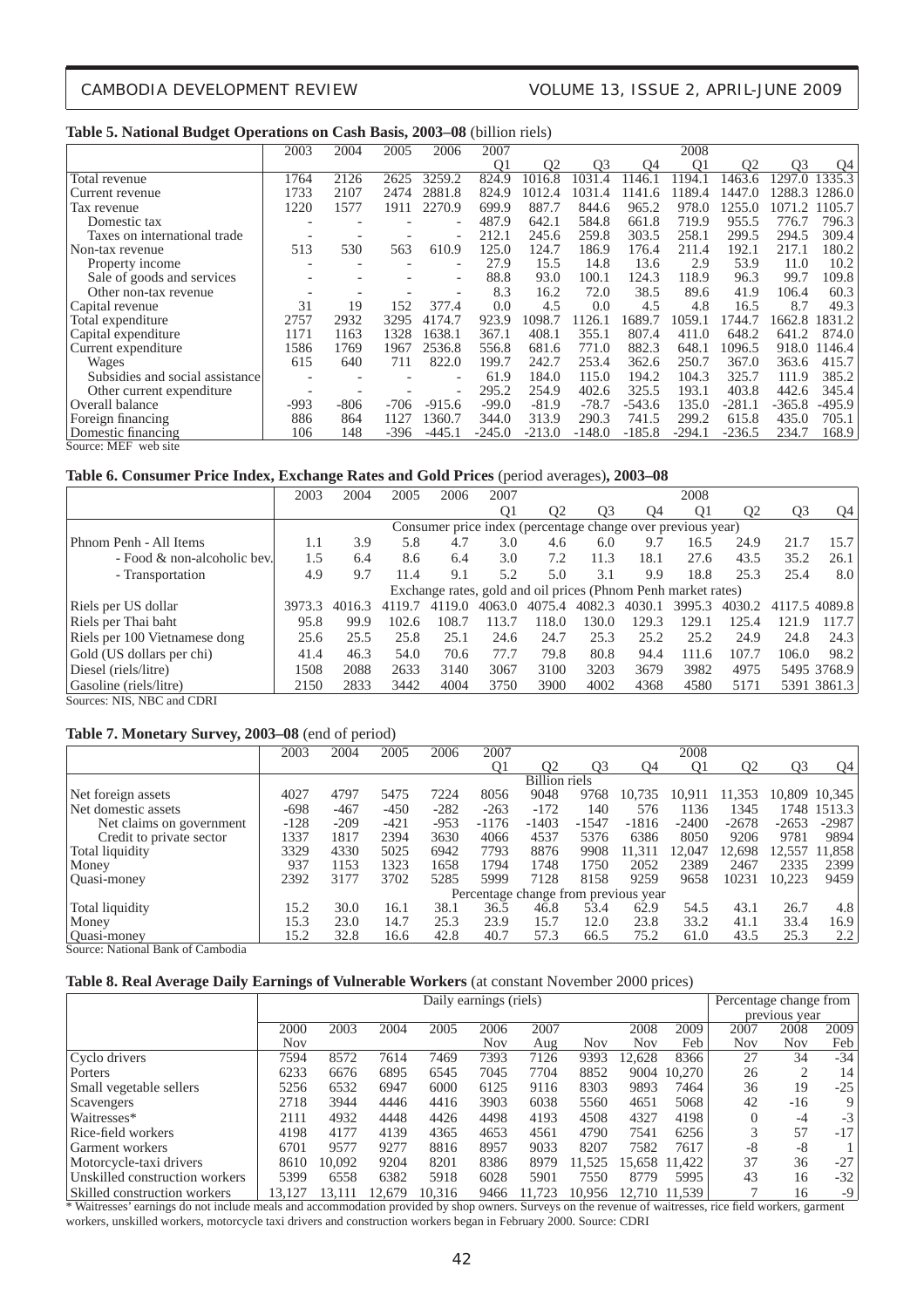**Table 5. National Budget Operations on Cash Basis, 2003–08** (billion riels)

| | 2003 | 2004 | 2005 | 2006 | 2007 | | | | 2008 | | | |
|---|---|---|---|---|---|---|---|---|---|---|---|---|
| | | | | | Q1 | Q2 | Q3 | Q4 | Q1 | Q2 | Q3 | Q4 |
| Total revenue | 1764 | 2126 | 2625 | 3259.2 | 824.9 | 1016.8 | 1031.4 | 1146.1 | 1194.1 | 1463.6 | 1297.0 | 1335.3 |
| Current revenue | 1733 | 2107 | 2474 | 2881.8 | 824.9 | 1012.4 | 1031.4 | 1141.6 | 1189.4 | 1447.0 | 1288.3 | 1286.0 |
| Tax revenue | 1220 | 1577 | 1911 | 2270.9 | 699.9 | 887.7 | 844.6 | 965.2 | 978.0 | 1255.0 | 1071.2 | 1105.7 |
| Domestic tax | - | - | - | - | 487.9 | 642.1 | 584.8 | 661.8 | 719.9 | 955.5 | 776.7 | 796.3 |
| Taxes on international trade | - | - | - | - | 212.1 | 245.6 | 259.8 | 303.5 | 258.1 | 299.5 | 294.5 | 309.4 |
| Non-tax revenue | 513 | 530 | 563 | 610.9 | 125.0 | 124.7 | 186.9 | 176.4 | 211.4 | 192.1 | 217.1 | 180.2 |
| Property income | - | - | - | - | 27.9 | 15.5 | 14.8 | 13.6 | 2.9 | 53.9 | 11.0 | 10.2 |
| Sale of goods and services | - | - | - | - | 88.8 | 93.0 | 100.1 | 124.3 | 118.9 | 96.3 | 99.7 | 109.8 |
| Other non-tax revenue | - | - | - | - | 8.3 | 16.2 | 72.0 | 38.5 | 89.6 | 41.9 | 106.4 | 60.3 |
| Capital revenue | 31 | 19 | 152 | 377.4 | 0.0 | 4.5 | 0.0 | 4.5 | 4.8 | 16.5 | 8.7 | 49.3 |
| Total expenditure | 2757 | 2932 | 3295 | 4174.7 | 923.9 | 1098.7 | 1126.1 | 1689.7 | 1059.1 | 1744.7 | 1662.8 | 1831.2 |
| Capital expenditure | 1171 | 1163 | 1328 | 1638.1 | 367.1 | 408.1 | 355.1 | 807.4 | 411.0 | 648.2 | 641.2 | 874.0 |
| Current expenditure | 1586 | 1769 | 1967 | 2536.8 | 556.8 | 681.6 | 771.0 | 882.3 | 648.1 | 1096.5 | 918.0 | 1146.4 |
| Wages | 615 | 640 | 711 | 822.0 | 199.7 | 242.7 | 253.4 | 362.6 | 250.7 | 367.0 | 363.6 | 415.7 |
| Subsidies and social assistance | - | - | - | - | 61.9 | 184.0 | 115.0 | 194.2 | 104.3 | 325.7 | 111.9 | 385.2 |
| Other current expenditure | - | - | - | - | 295.2 | 254.9 | 402.6 | 325.5 | 193.1 | 403.8 | 442.6 | 345.4 |
| Overall balance | -993 | -806 | -706 | -915.6 | -99.0 | -81.9 | -78.7 | -543.6 | 135.0 | -281.1 | -365.8 | -495.9 |
| Foreign financing | 886 | 864 | 1127 | 1360.7 | 344.0 | 313.9 | 290.3 | 741.5 | 299.2 | 615.8 | 435.0 | 705.1 |
| Domestic financing | 106 | 148 | -396 | -445.1 | -245.0 | -213.0 | -148.0 | -185.8 | -294.1 | -236.5 | 234.7 | 168.9 |

Source: MEF web site

**Table 6. Consumer Price Index, Exchange Rates and Gold Prices** (period averages)**, 2003–08**

| | 2003 | 2004 | 2005 | 2006 | 2007 | | | | 2008 | | | |
|---|---|---|---|---|---|---|---|---|---|---|---|---|
| | | | | | Q1 | Q2 | Q3 | Q4 | Q1 | Q2 | Q3 | Q4 |
| | Consumer price index (percentage change over previous year) | | | | | | | | | | | |
| Phnom Penh - All Items | 1.1 | 3.9 | 5.8 | 4.7 | 3.0 | 4.6 | 6.0 | 9.7 | 16.5 | 24.9 | 21.7 | 15.7 |
| - Food & non-alcoholic bev. | 1.5 | 6.4 | 8.6 | 6.4 | 3.0 | 7.2 | 11.3 | 18.1 | 27.6 | 43.5 | 35.2 | 26.1 |
| - Transportation | 4.9 | 9.7 | 11.4 | 9.1 | 5.2 | 5.0 | 3.1 | 9.9 | 18.8 | 25.3 | 25.4 | 8.0 |
| | Exchange rates, gold and oil prices (Phnom Penh market rates) | | | | | | | | | | | |
| Riels per US dollar | 3973.3 | 4016.3 | 4119.7 | 4119.0 | 4063.0 | 4075.4 | 4082.3 | 4030.1 | 3995.3 | 4030.2 | 4117.5 | 4089.8 |
| Riels per Thai baht | 95.8 | 99.9 | 102.6 | 108.7 | 113.7 | 118.0 | 130.0 | 129.3 | 129.1 | 125.4 | 121.9 | 117.7 |
| Riels per 100 Vietnamese dong | 25.6 | 25.5 | 25.8 | 25.1 | 24.6 | 24.7 | 25.3 | 25.2 | 25.2 | 24.9 | 24.8 | 24.3 |
| Gold (US dollars per chi) | 41.4 | 46.3 | 54.0 | 70.6 | 77.7 | 79.8 | 80.8 | 94.4 | 111.6 | 107.7 | 106.0 | 98.2 |
| Diesel (riels/litre) | 1508 | 2088 | 2633 | 3140 | 3067 | 3100 | 3203 | 3679 | 3982 | 4975 | 5495 | 3768.9 |
| Gasoline (riels/litre) | 2150 | 2833 | 3442 | 4004 | 3750 | 3900 | 4002 | 4368 | 4580 | 5171 | 5391 | 3861.3 |

Sources: NIS, NBC and CDRI

**Table 7. Monetary Survey, 2003–08** (end of period)

| | 2003 | 2004 | 2005 | 2006 | 2007 | | | | 2008 | | | |
|---|---|---|---|---|---|---|---|---|---|---|---|---|
| | | | | | Q1 | Q2 | Q3 | Q4 | Q1 | Q2 | Q3 | Q4 |
| | Billion riels | | | | | | | | | | | |
| Net foreign assets | 4027 | 4797 | 5475 | 7224 | 8056 | 9048 | 9768 | 10,735 | 10,911 | 11,353 | 10,809 | 10,345 |
| Net domestic assets | -698 | -467 | -450 | -282 | -263 | -172 | 140 | 576 | 1136 | 1345 | 1748 | 1513.3 |
| Net claims on government | -128 | -209 | -421 | -953 | -1176 | -1403 | -1547 | -1816 | -2400 | -2678 | -2653 | -2987 |
| Credit to private sector | 1337 | 1817 | 2394 | 3630 | 4066 | 4537 | 5376 | 6386 | 8050 | 9206 | 9781 | 9894 |
| Total liquidity | 3329 | 4330 | 5025 | 6942 | 7793 | 8876 | 9908 | 11,311 | 12,047 | 12,698 | 12,557 | 11,858 |
| Money | 937 | 1153 | 1323 | 1658 | 1794 | 1748 | 1750 | 2052 | 2389 | 2467 | 2335 | 2399 |
| Quasi-money | 2392 | 3177 | 3702 | 5285 | 5999 | 7128 | 8158 | 9259 | 9658 | 10231 | 10,223 | 9459 |
| | Percentage change from previous year | | | | | | | | | | | |
| Total liquidity | 15.2 | 30.0 | 16.1 | 38.1 | 36.5 | 46.8 | 53.4 | 62.9 | 54.5 | 43.1 | 26.7 | 4.8 |
| Money | 15.3 | 23.0 | 14.7 | 25.3 | 23.9 | 15.7 | 12.0 | 23.8 | 33.2 | 41.1 | 33.4 | 16.9 |
| Quasi-money | 15.2 | 32.8 | 16.6 | 42.8 | 40.7 | 57.3 | 66.5 | 75.2 | 61.0 | 43.5 | 25.3 | 2.2 |

Source: National Bank of Cambodia

**Table 8. Real Average Daily Earnings of Vulnerable Workers** (at constant November 2000 prices)

| | Daily earnings (riels) | | | | | | | | | Percentage change from previous year | | |
|---|---|---|---|---|---|---|---|---|---|---|---|---|
| | 2000 | 2003 | 2004 | 2005 | 2006 | 2007 | | 2008 | 2009 | 2007 | 2008 | 2009 |
| | Nov | | | | Nov | Aug | Nov | Nov | Feb | Nov | Nov | Feb |
| Cyclo drivers | 7594 | 8572 | 7614 | 7469 | 7393 | 7126 | 9393 | 12,628 | 8366 | 27 | 34 | -34 |
| Porters | 6233 | 6676 | 6895 | 6545 | 7045 | 7704 | 8852 | 9004 | 10,270 | 26 | 2 | 14 |
| Small vegetable sellers | 5256 | 6532 | 6947 | 6000 | 6125 | 9116 | 8303 | 9893 | 7464 | 36 | 19 | -25 |
| Scavengers | 2718 | 3944 | 4446 | 4416 | 3903 | 6038 | 5560 | 4651 | 5068 | 42 | -16 | 9 |
| Waitresses* | 2111 | 4932 | 4448 | 4426 | 4498 | 4193 | 4508 | 4327 | 4198 | 0 | -4 | -3 |
| Rice-field workers | 4198 | 4177 | 4139 | 4365 | 4653 | 4561 | 4790 | 7541 | 6256 | 3 | 57 | -17 |
| Garment workers | 6701 | 9577 | 9277 | 8816 | 8957 | 9033 | 8207 | 7582 | 7617 | -8 | -8 | 1 |
| Motorcycle-taxi drivers | 8610 | 10,092 | 9204 | 8201 | 8386 | 8979 | 11,525 | 15,658 | 11,422 | 37 | 36 | -27 |
| Unskilled construction workers | 5399 | 6558 | 6382 | 5918 | 6028 | 5901 | 7550 | 8779 | 5995 | 43 | 16 | -32 |
| Skilled construction workers | 13,127 | 13,111 | 12,679 | 10,316 | 9466 | 11,723 | 10,956 | 12,710 | 11,539 | 7 | 16 | -9 |

* Waitresses' earnings do not include meals and accommodation provided by shop owners. Surveys on the revenue of waitresses, rice field workers, garment workers, unskilled workers, motorcycle taxi drivers and construction workers began in February 2000. Source: CDRI